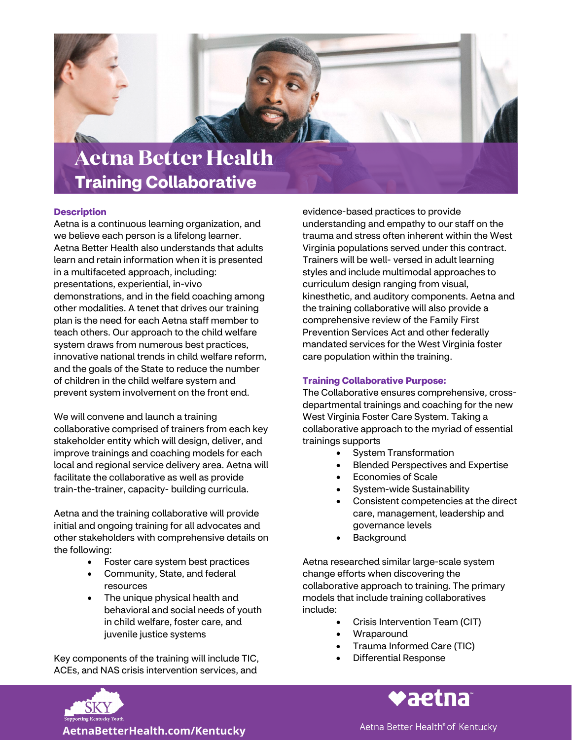# Aetna Better Health

## Training Collaborative

### Description

Aetna is a continuous learning organization, and we believe each person is a lifelong learner. Aetna Better Health also understands that adults learn and retain information when it is presented in a multifaceted approach, including: presentations, experiential, in-vivo demonstrations, and in the field coaching among other modalities. A tenet that drives our training plan is the need for each Aetna staff member to teach others. Our approach to the child welfare system draws from numerous best practices, innovative national trends in child welfare reform, and the goals of the State to reduce the number of children in the child welfare system and prevent system involvement on the front end.

We will convene and launch a training collaborative comprised of trainers from each key stakeholder entity which will design, deliver, and improve trainings and coaching models for each local and regional service delivery area. Aetna will facilitate the collaborative as well as provide train-the-trainer, capacity- building curricula.

Aetna and the training collaborative will provide initial and ongoing training for all advocates and other stakeholders with comprehensive details on the following:

- Foster care system best practices
- Community, State, and federal resources
- The unique physical health and behavioral and social needs of youth in child welfare, foster care, and juvenile justice systems

Key components of the training will include TIC, ACEs, and NAS crisis intervention services, and evidence-based practices to provide understanding and empathy to our staff on the trauma and stress often inherent within the West Virginia populations served under this contract. Trainers will be well- versed in adult learning styles and include multimodal approaches to curriculum design ranging from visual, kinesthetic, and auditory components. Aetna and the training collaborative will also provide a comprehensive review of the Family First Prevention Services Act and other federally mandated services for the West Virginia foster care population within the training.

### Training Collaborative Purpose:

The Collaborative ensures comprehensive, cross-departmental trainings and coaching for the new West Virginia Foster Care System. Taking a collaborative approach to the myriad of essential trainings supports

- System Transformation
- Blended Perspectives and Expertise
- Economies of Scale
- System-wide Sustainability
- Consistent competencies at the direct care, management, leadership and governance levels
- Background

Aetna researched similar large-scale system change efforts when discovering the collaborative approach to training. The primary models that include training collaboratives include:

- Crisis Intervention Team (CIT)
- Wraparound
- Trauma Informed Care (TIC)
- Differential Response

SKY Supporting Kentucky Youth

AetnaBetterHealth.com/Kentucky

aetna

Aetna Better Health® of Kentucky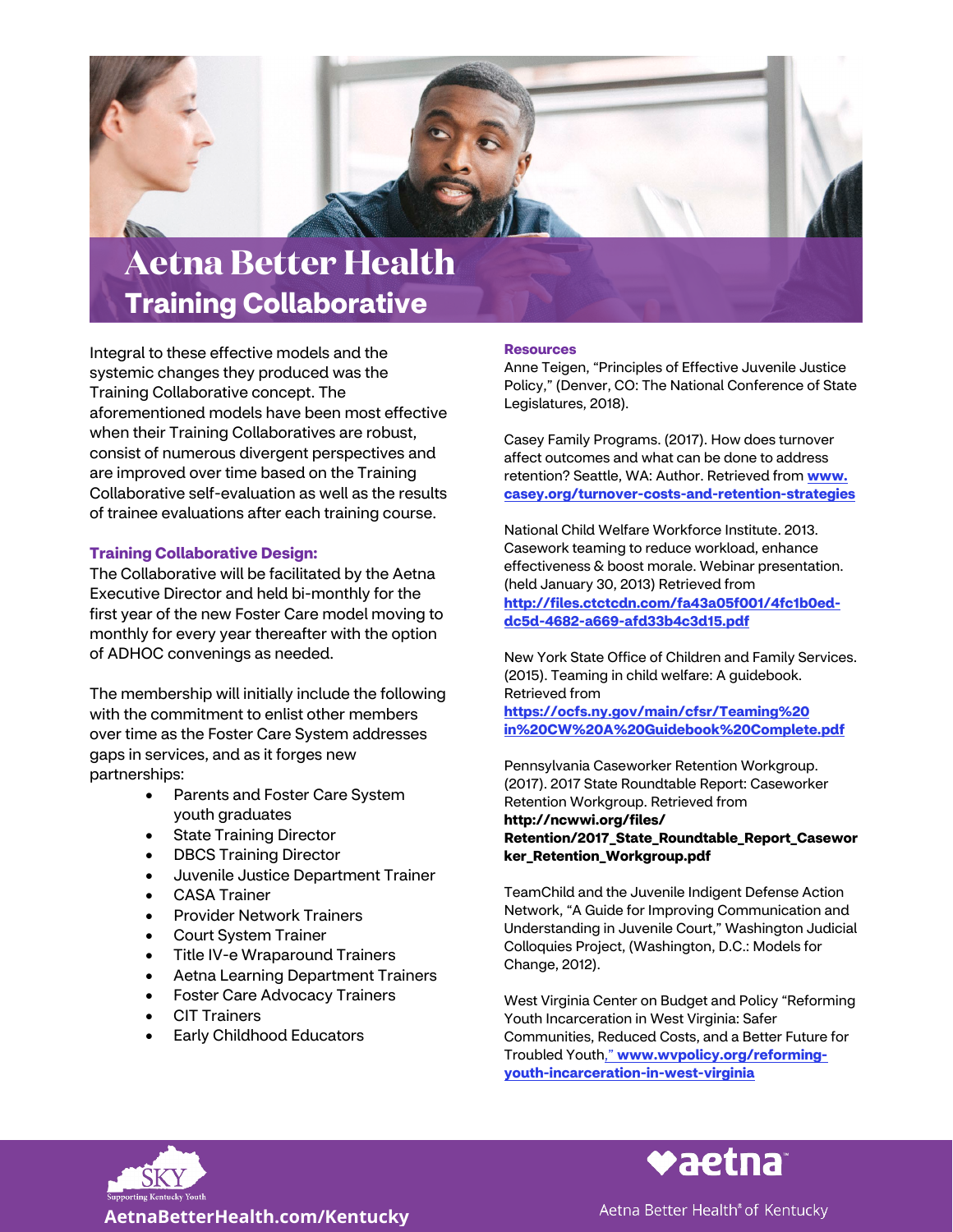// Aetna Better Health
## Training Collaborative

Integral to these effective models and the systemic changes they produced was the Training Collaborative concept. The aforementioned models have been most effective when their Training Collaboratives are robust, consist of numerous divergent perspectives and are improved over time based on the Training Collaborative self-evaluation as well as the results of trainee evaluations after each training course.

### Training Collaborative Design:

The Collaborative will be facilitated by the Aetna Executive Director and held bi-monthly for the first year of the new Foster Care model moving to monthly for every year thereafter with the option of ADHOC convenings as needed.

The membership will initially include the following with the commitment to enlist other members over time as the Foster Care System addresses gaps in services, and as it forges new partnerships:

- Parents and Foster Care System youth graduates
- State Training Director
- DBCS Training Director
- Juvenile Justice Department Trainer
- CASA Trainer
- Provider Network Trainers
- Court System Trainer
- Title IV-e Wraparound Trainers
- Aetna Learning Department Trainers
- Foster Care Advocacy Trainers
- CIT Trainers
- Early Childhood Educators

### Resources

Anne Teigen, "Principles of Effective Juvenile Justice Policy," (Denver, CO: The National Conference of State Legislatures, 2018).

Casey Family Programs. (2017). How does turnover affect outcomes and what can be done to address retention? Seattle, WA: Author. Retrieved from **www.casey.org/turnover-costs-and-retention-strategies**

National Child Welfare Workforce Institute. 2013. Casework teaming to reduce workload, enhance effectiveness & boost morale. Webinar presentation. (held January 30, 2013) Retrieved from **http://files.ctctcdn.com/fa43a05f001/4fc1b0ed-dc5d-4682-a669-afd33b4c3d15.pdf**

New York State Office of Children and Family Services. (2015). Teaming in child welfare: A guidebook. Retrieved from **https://ocfs.ny.gov/main/cfsr/Teaming%20in%20CW%20A%20Guidebook%20Complete.pdf**

Pennsylvania Caseworker Retention Workgroup. (2017). 2017 State Roundtable Report: Caseworker Retention Workgroup. Retrieved from **http://ncwwi.org/files/Retention/2017_State_Roundtable_Report_Caseworker_Retention_Workgroup.pdf**

TeamChild and the Juvenile Indigent Defense Action Network, "A Guide for Improving Communication and Understanding in Juvenile Court," Washington Judicial Colloquies Project, (Washington, D.C.: Models for Change, 2012).

West Virginia Center on Budget and Policy "Reforming Youth Incarceration in West Virginia: Safer Communities, Reduced Costs, and a Better Future for Troubled Youth," **www.wvpolicy.org/reforming-youth-incarceration-in-west-virginia**

SKY Supporting Kentucky Youth

AetnaBetterHealth.com/Kentucky

aetna

Aetna Better Health® of Kentucky